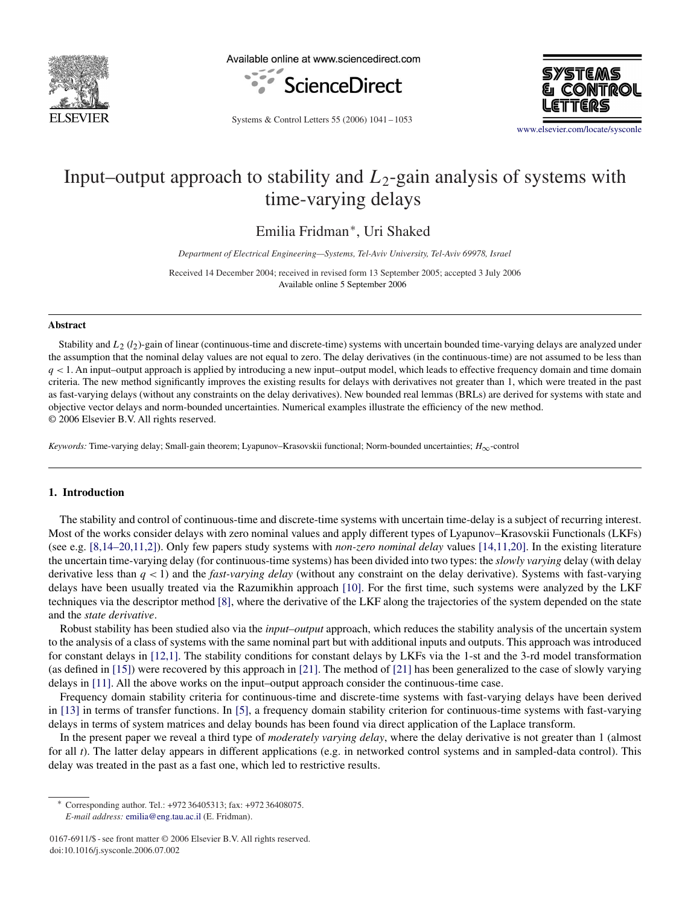# Input–output approach to stability and $L_2$-gain analysis of systems with time-varying delays

Emilia Fridman*, Uri Shaked

*Department of Electrical Engineering—Systems, Tel-Aviv University, Tel-Aviv 69978, Israel*

Received 14 December 2004; received in revised form 13 September 2005; accepted 3 July 2006
Available online 5 September 2006

## Abstract

Stability and $L_2$ ($l_2$)-gain of linear (continuous-time and discrete-time) systems with uncertain bounded time-varying delays are analyzed under the assumption that the nominal delay values are not equal to zero. The delay derivatives (in the continuous-time) are not assumed to be less than $q < 1$. An input–output approach is applied by introducing a new input–output model, which leads to effective frequency domain and time domain criteria. The new method significantly improves the existing results for delays with derivatives not greater than 1, which were treated in the past as fast-varying delays (without any constraints on the delay derivatives). New bounded real lemmas (BRLs) are derived for systems with state and objective vector delays and norm-bounded uncertainties. Numerical examples illustrate the efficiency of the new method.
© 2006 Elsevier B.V. All rights reserved.

*Keywords:* Time-varying delay; Small-gain theorem; Lyapunov–Krasovskii functional; Norm-bounded uncertainties; $H_\infty$-control

## 1. Introduction

The stability and control of continuous-time and discrete-time systems with uncertain time-delay is a subject of recurring interest. Most of the works consider delays with zero nominal values and apply different types of Lyapunov–Krasovskii Functionals (LKFs) (see e.g. [8,14–20,11,2]). Only few papers study systems with *non-zero nominal delay* values [14,11,20]. In the existing literature the uncertain time-varying delay (for continuous-time systems) has been divided into two types: the *slowly varying* delay (with delay derivative less than $q < 1$) and the *fast-varying delay* (without any constraint on the delay derivative). Systems with fast-varying delays have been usually treated via the Razumikhin approach [10]. For the first time, such systems were analyzed by the LKF techniques via the descriptor method [8], where the derivative of the LKF along the trajectories of the system depended on the state and the *state derivative*.

Robust stability has been studied also via the *input–output* approach, which reduces the stability analysis of the uncertain system to the analysis of a class of systems with the same nominal part but with additional inputs and outputs. This approach was introduced for constant delays in [12,1]. The stability conditions for constant delays by LKFs via the 1-st and the 3-rd model transformation (as defined in [15]) were recovered by this approach in [21]. The method of [21] has been generalized to the case of slowly varying delays in [11]. All the above works on the input–output approach consider the continuous-time case.

Frequency domain stability criteria for continuous-time and discrete-time systems with fast-varying delays have been derived in [13] in terms of transfer functions. In [5], a frequency domain stability criterion for continuous-time systems with fast-varying delays in terms of system matrices and delay bounds has been found via direct application of the Laplace transform.

In the present paper we reveal a third type of *moderately varying delay*, where the delay derivative is not greater than 1 (almost for all $t$). The latter delay appears in different applications (e.g. in networked control systems and in sampled-data control). This delay was treated in the past as a fast one, which led to restrictive results.

---

* Corresponding author. Tel.: +972 36405313; fax: +972 36408075.
*E-mail address:* emilia@eng.tau.ac.il (E. Fridman).

0167-6911/$ - see front matter © 2006 Elsevier B.V. All rights reserved.
doi:10.1016/j.sysconle.2006.07.002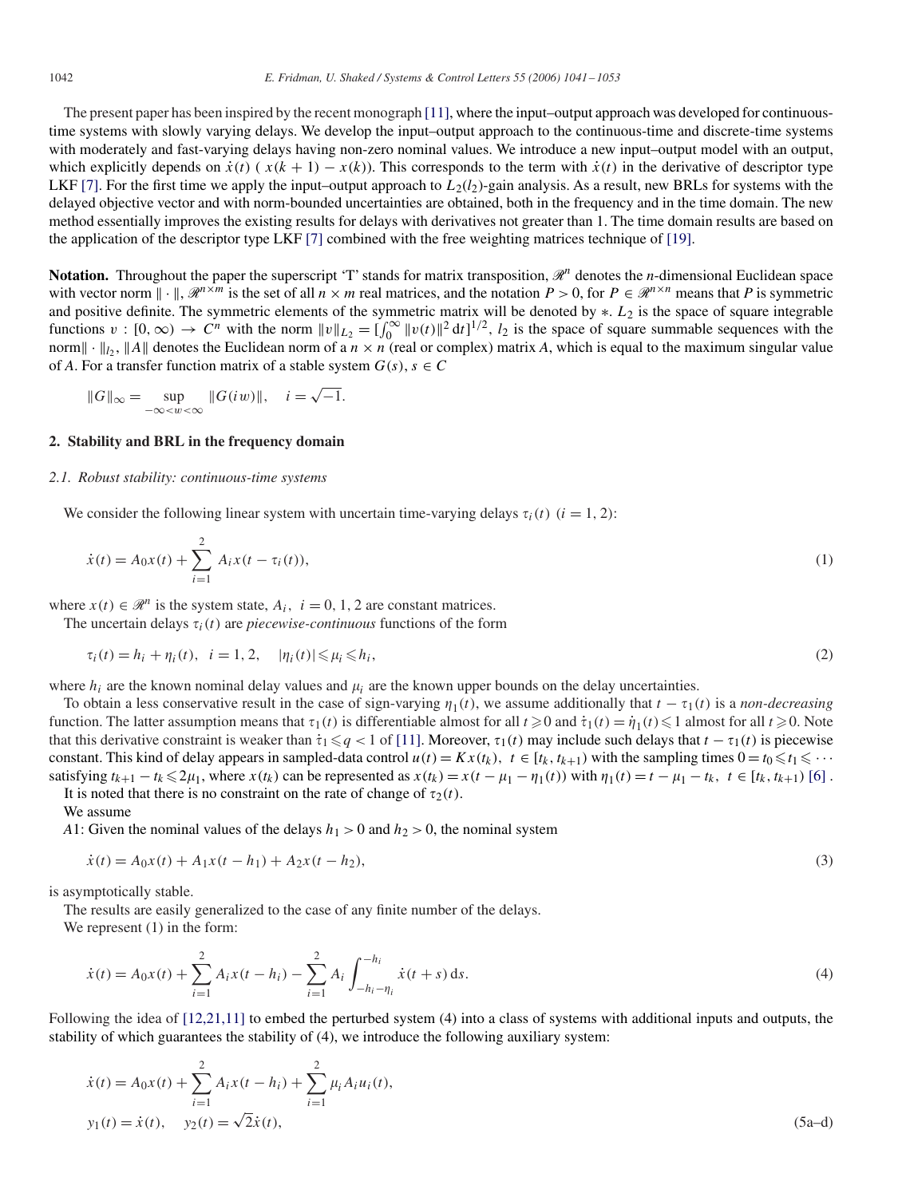The present paper has been inspired by the recent monograph [11], where the input–output approach was developed for continuous-time systems with slowly varying delays. We develop the input–output approach to the continuous-time and discrete-time systems with moderately and fast-varying delays having non-zero nominal values. We introduce a new input–output model with an output, which explicitly depends on $\dot{x}(t)$ ( $x(k+1) - x(k)$). This corresponds to the term with $\dot{x}(t)$ in the derivative of descriptor type LKF [7]. For the first time we apply the input–output approach to $L_2(l_2)$-gain analysis. As a result, new BRLs for systems with the delayed objective vector and with norm-bounded uncertainties are obtained, both in the frequency and in the time domain. The new method essentially improves the existing results for delays with derivatives not greater than 1. The time domain results are based on the application of the descriptor type LKF [7] combined with the free weighting matrices technique of [19].

**Notation.** Throughout the paper the superscript 'T' stands for matrix transposition, $\mathscr{R}^n$ denotes the $n$-dimensional Euclidean space with vector norm $\|\cdot\|$, $\mathscr{R}^{n\times m}$ is the set of all $n \times m$ real matrices, and the notation $P > 0$, for $P \in \mathscr{R}^{n\times n}$ means that $P$ is symmetric and positive definite. The symmetric elements of the symmetric matrix will be denoted by $*$. $L_2$ is the space of square integrable functions $v : [0, \infty) \to C^n$ with the norm $\|v\|_{L_2} = [\int_0^\infty \|v(t)\|^2 \, dt]^{1/2}$, $l_2$ is the space of square summable sequences with the norm$\|\cdot\|_{l_2}$, $\|A\|$ denotes the Euclidean norm of a $n \times n$ (real or complex) matrix $A$, which is equal to the maximum singular value of $A$. For a transfer function matrix of a stable system $G(s)$, $s \in C$

$$\|G\|_\infty = \sup_{-\infty<w<\infty} \|G(iw)\|, \quad i = \sqrt{-1}.$$

## 2. Stability and BRL in the frequency domain

### 2.1. Robust stability: continuous-time systems

We consider the following linear system with uncertain time-varying delays $\tau_i(t)$ $(i = 1, 2)$:

$$\dot{x}(t) = A_0 x(t) + \sum_{i=1}^{2} A_i x(t - \tau_i(t)), \tag{1}$$

where $x(t) \in \mathscr{R}^n$ is the system state, $A_i$, $i = 0, 1, 2$ are constant matrices.

The uncertain delays $\tau_i(t)$ are *piecewise-continuous* functions of the form

$$\tau_i(t) = h_i + \eta_i(t), \quad i = 1, 2, \quad |\eta_i(t)| \leqslant \mu_i \leqslant h_i, \tag{2}$$

where $h_i$ are the known nominal delay values and $\mu_i$ are the known upper bounds on the delay uncertainties.

To obtain a less conservative result in the case of sign-varying $\eta_1(t)$, we assume additionally that $t - \tau_1(t)$ is a *non-decreasing* function. The latter assumption means that $\tau_1(t)$ is differentiable almost for all $t \geqslant 0$ and $\dot{\tau}_1(t) = \dot{\eta}_1(t) \leqslant 1$ almost for all $t \geqslant 0$. Note that this derivative constraint is weaker than $\dot{\tau}_1 \leqslant q < 1$ of [11]. Moreover, $\tau_1(t)$ may include such delays that $t - \tau_1(t)$ is piecewise constant. This kind of delay appears in sampled-data control $u(t) = Kx(t_k)$, $t \in [t_k, t_{k+1})$ with the sampling times $0 = t_0 \leqslant t_1 \leqslant \cdots$ satisfying $t_{k+1} - t_k \leqslant 2\mu_1$, where $x(t_k)$ can be represented as $x(t_k) = x(t - \mu_1 - \eta_1(t))$ with $\eta_1(t) = t - \mu_1 - t_k$, $t \in [t_k, t_{k+1})$ [6].

It is noted that there is no constraint on the rate of change of $\tau_2(t)$.

We assume

*A*1: Given the nominal values of the delays $h_1 > 0$ and $h_2 > 0$, the nominal system

$$\dot{x}(t) = A_0 x(t) + A_1 x(t - h_1) + A_2 x(t - h_2), \tag{3}$$

is asymptotically stable.

The results are easily generalized to the case of any finite number of the delays.

We represent (1) in the form:

$$\dot{x}(t) = A_0 x(t) + \sum_{i=1}^{2} A_i x(t - h_i) - \sum_{i=1}^{2} A_i \int_{-h_i-\eta_i}^{-h_i} \dot{x}(t+s) \, ds. \tag{4}$$

Following the idea of [12,21,11] to embed the perturbed system (4) into a class of systems with additional inputs and outputs, the stability of which guarantees the stability of (4), we introduce the following auxiliary system:

$$\begin{aligned} \dot{x}(t) &= A_0 x(t) + \sum_{i=1}^{2} A_i x(t - h_i) + \sum_{i=1}^{2} \mu_i A_i u_i(t), \\ y_1(t) &= \dot{x}(t), \quad y_2(t) = \sqrt{2}\dot{x}(t), \end{aligned} \tag{5a–d}$$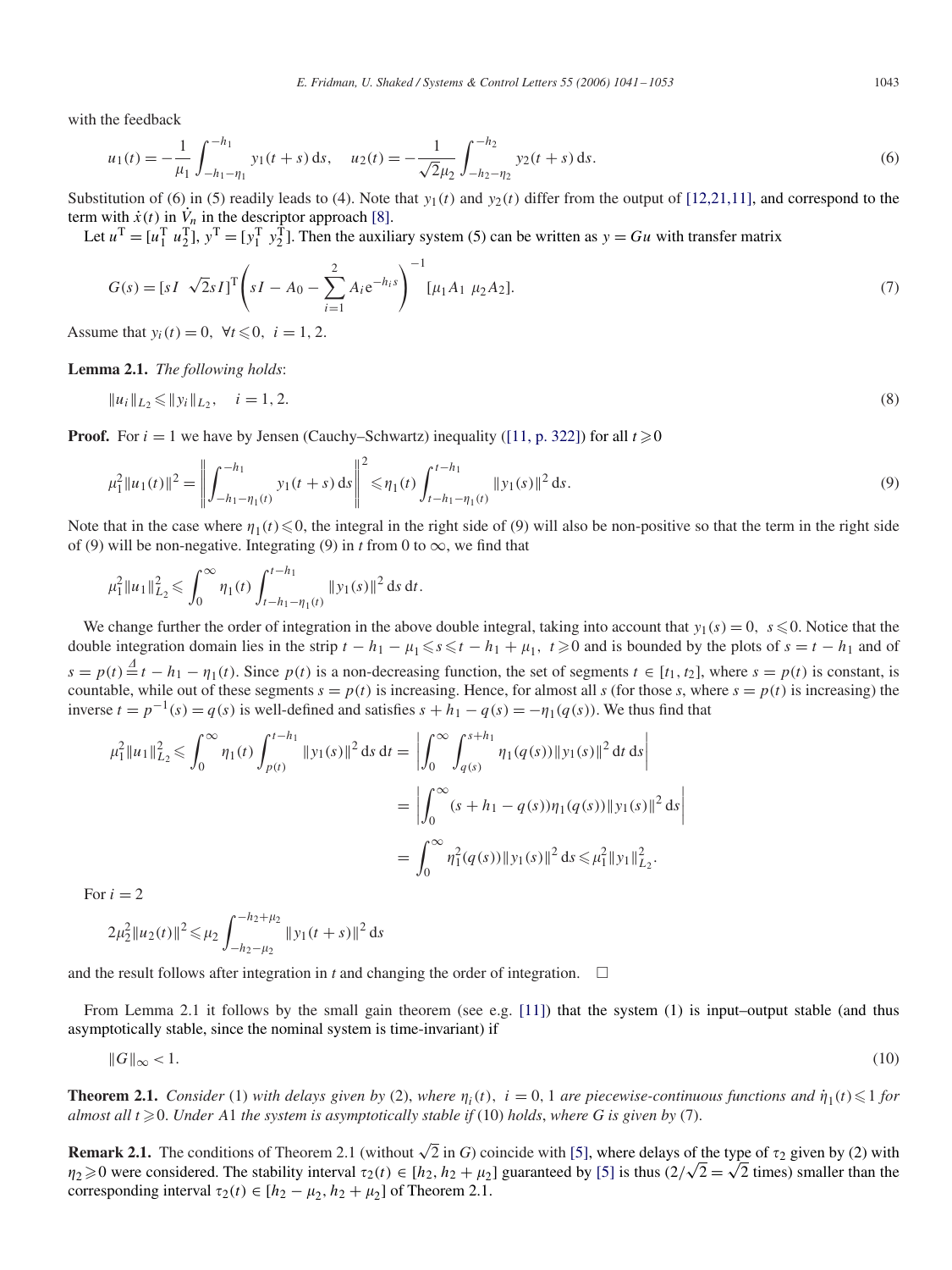with the feedback

$$u_1(t) = -\frac{1}{\mu_1}\int_{-h_1-\eta_1}^{-h_1} y_1(t+s)\,\mathrm{d}s, \quad u_2(t) = -\frac{1}{\sqrt{2}\mu_2}\int_{-h_2-\eta_2}^{-h_2} y_2(t+s)\,\mathrm{d}s. \tag{6}$$

Substitution of (6) in (5) readily leads to (4). Note that $y_1(t)$ and $y_2(t)$ differ from the output of [12,21,11], and correspond to the term with $\dot{x}(t)$ in $\dot{V}_n$ in the descriptor approach [8].

Let $u^{\mathrm{T}} = [u_1^{\mathrm{T}}\ u_2^{\mathrm{T}}]$, $y^{\mathrm{T}} = [y_1^{\mathrm{T}}\ y_2^{\mathrm{T}}]$. Then the auxiliary system (5) can be written as $y = Gu$ with transfer matrix

$$G(s) = [sI\ \ \sqrt{2}sI]^{\mathrm{T}}\left(sI - A_0 - \sum_{i=1}^{2} A_i \mathrm{e}^{-h_i s}\right)^{-1}[\mu_1 A_1\ \ \mu_2 A_2]. \tag{7}$$

Assume that $y_i(t) = 0,\ \forall t \leqslant 0,\ i = 1, 2.$

**Lemma 2.1.** *The following holds*:

$$\|u_i\|_{L_2} \leqslant \|y_i\|_{L_2}, \quad i = 1, 2. \tag{8}$$

**Proof.** For $i = 1$ we have by Jensen (Cauchy–Schwartz) inequality ([11, p. 322]) for all $t \geqslant 0$

$$\mu_1^2\|u_1(t)\|^2 = \left\|\int_{-h_1-\eta_1(t)}^{-h_1} y_1(t+s)\,\mathrm{d}s\right\|^2 \leqslant \eta_1(t)\int_{t-h_1-\eta_1(t)}^{t-h_1}\|y_1(s)\|^2\,\mathrm{d}s. \tag{9}$$

Note that in the case where $\eta_1(t) \leqslant 0$, the integral in the right side of (9) will also be non-positive so that the term in the right side of (9) will be non-negative. Integrating (9) in $t$ from 0 to $\infty$, we find that

$$\mu_1^2\|u_1\|_{L_2}^2 \leqslant \int_0^\infty \eta_1(t)\int_{t-h_1-\eta_1(t)}^{t-h_1}\|y_1(s)\|^2\,\mathrm{d}s\,\mathrm{d}t.$$

We change further the order of integration in the above double integral, taking into account that $y_1(s) = 0,\ s \leqslant 0$. Notice that the double integration domain lies in the strip $t - h_1 - \mu_1 \leqslant s \leqslant t - h_1 + \mu_1,\ t \geqslant 0$ and is bounded by the plots of $s = t - h_1$ and of $s = p(t) \overset{\Delta}{=} t - h_1 - \eta_1(t)$. Since $p(t)$ is a non-decreasing function, the set of segments $t \in [t_1, t_2]$, where $s = p(t)$ is constant, is countable, while out of these segments $s = p(t)$ is increasing. Hence, for almost all $s$ (for those $s$, where $s = p(t)$ is increasing) the inverse $t = p^{-1}(s) = q(s)$ is well-defined and satisfies $s + h_1 - q(s) = -\eta_1(q(s))$. We thus find that

$$\begin{aligned}
\mu_1^2\|u_1\|_{L_2}^2 \leqslant \int_0^\infty \eta_1(t)\int_{p(t)}^{t-h_1}\|y_1(s)\|^2\,\mathrm{d}s\,\mathrm{d}t &= \left|\int_0^\infty\int_{q(s)}^{s+h_1}\eta_1(q(s))\|y_1(s)\|^2\,\mathrm{d}t\,\mathrm{d}s\right| \\
&= \left|\int_0^\infty (s + h_1 - q(s))\eta_1(q(s))\|y_1(s)\|^2\,\mathrm{d}s\right| \\
&= \int_0^\infty \eta_1^2(q(s))\|y_1(s)\|^2\,\mathrm{d}s \leqslant \mu_1^2\|y_1\|_{L_2}^2.
\end{aligned}$$

For $i = 2$

$$2\mu_2^2\|u_2(t)\|^2 \leqslant \mu_2\int_{-h_2-\mu_2}^{-h_2+\mu_2}\|y_1(t+s)\|^2\,\mathrm{d}s$$

and the result follows after integration in $t$ and changing the order of integration. $\square$

From Lemma 2.1 it follows by the small gain theorem (see e.g. [11]) that the system (1) is input–output stable (and thus asymptotically stable, since the nominal system is time-invariant) if

$$\|G\|_\infty < 1. \tag{10}$$

**Theorem 2.1.** *Consider* (1) *with delays given by* (2), *where* $\eta_i(t),\ i = 0, 1$ *are piecewise-continuous functions and* $\dot{\eta}_1(t) \leqslant 1$ *for almost all* $t \geqslant 0$. *Under* A1 *the system is asymptotically stable if* (10) *holds*, *where* $G$ *is given by* (7).

**Remark 2.1.** The conditions of Theorem 2.1 (without $\sqrt{2}$ in $G$) coincide with [5], where delays of the type of $\tau_2$ given by (2) with $\eta_2 \geqslant 0$ were considered. The stability interval $\tau_2(t) \in [h_2, h_2 + \mu_2]$ guaranteed by [5] is thus ($2/\sqrt{2} = \sqrt{2}$ times) smaller than the corresponding interval $\tau_2(t) \in [h_2 - \mu_2, h_2 + \mu_2]$ of Theorem 2.1.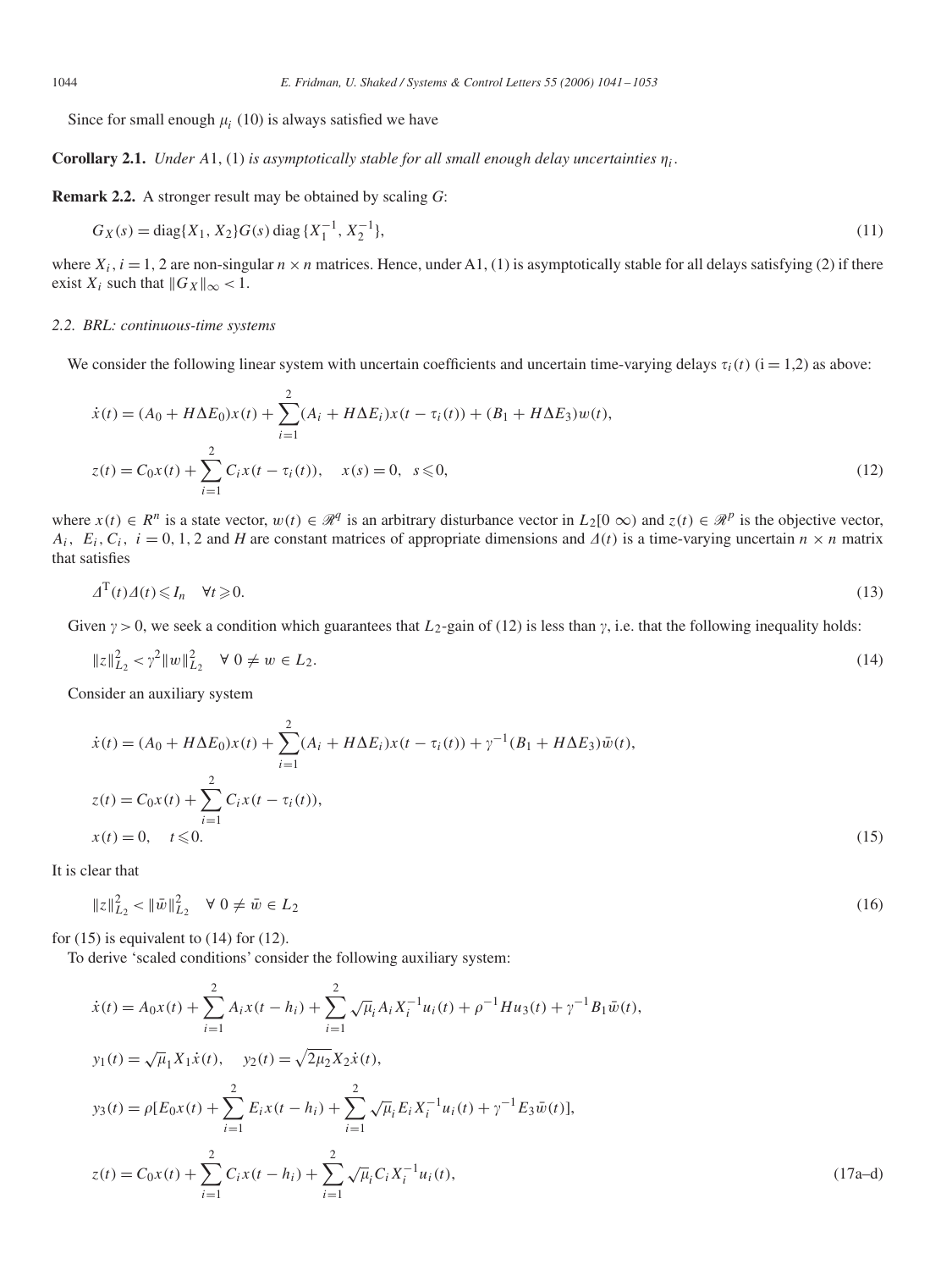Since for small enough $\mu_i$ (10) is always satisfied we have

**Corollary 2.1.** *Under* A1, (1) *is asymptotically stable for all small enough delay uncertainties* $\eta_i$.

**Remark 2.2.** A stronger result may be obtained by scaling $G$:

$$G_X(s) = \operatorname{diag}\{X_1, X_2\} G(s) \operatorname{diag}\{X_1^{-1}, X_2^{-1}\}, \tag{11}$$

where $X_i$, $i = 1, 2$ are non-singular $n \times n$ matrices. Hence, under A1, (1) is asymptotically stable for all delays satisfying (2) if there exist $X_i$ such that $\|G_X\|_\infty < 1$.

### 2.2. BRL: continuous-time systems

We consider the following linear system with uncertain coefficients and uncertain time-varying delays $\tau_i(t)$ (i = 1,2) as above:

$$\begin{aligned}
\dot{x}(t) &= (A_0 + H\Delta E_0)x(t) + \sum_{i=1}^{2}(A_i + H\Delta E_i)x(t-\tau_i(t)) + (B_1 + H\Delta E_3)w(t), \\
z(t) &= C_0 x(t) + \sum_{i=1}^{2} C_i x(t-\tau_i(t)), \quad x(s) = 0, \ s \leqslant 0,
\end{aligned} \tag{12}$$

where $x(t) \in R^n$ is a state vector, $w(t) \in \mathscr{R}^q$ is an arbitrary disturbance vector in $L_2[0\ \infty)$ and $z(t) \in \mathscr{R}^p$ is the objective vector, $A_i$, $E_i$, $C_i$, $i = 0, 1, 2$ and $H$ are constant matrices of appropriate dimensions and $\Delta(t)$ is a time-varying uncertain $n \times n$ matrix that satisfies

$$\Delta^{\mathrm{T}}(t)\Delta(t) \leqslant I_n \quad \forall t \geqslant 0. \tag{13}$$

Given $\gamma > 0$, we seek a condition which guarantees that $L_2$-gain of (12) is less than $\gamma$, i.e. that the following inequality holds:

$$\|z\|_{L_2}^2 < \gamma^2 \|w\|_{L_2}^2 \quad \forall\ 0 \neq w \in L_2. \tag{14}$$

Consider an auxiliary system

$$\begin{aligned}
\dot{x}(t) &= (A_0 + H\Delta E_0)x(t) + \sum_{i=1}^{2}(A_i + H\Delta E_i)x(t-\tau_i(t)) + \gamma^{-1}(B_1 + H\Delta E_3)\bar{w}(t), \\
z(t) &= C_0 x(t) + \sum_{i=1}^{2} C_i x(t-\tau_i(t)), \\
x(t) &= 0, \quad t \leqslant 0.
\end{aligned} \tag{15}$$

It is clear that

$$\|z\|_{L_2}^2 < \|\bar{w}\|_{L_2}^2 \quad \forall\ 0 \neq \bar{w} \in L_2 \tag{16}$$

for (15) is equivalent to (14) for (12).

To derive 'scaled conditions' consider the following auxiliary system:

$$\begin{aligned}
\dot{x}(t) &= A_0 x(t) + \sum_{i=1}^{2} A_i x(t-h_i) + \sum_{i=1}^{2} \sqrt{\mu_i} A_i X_i^{-1} u_i(t) + \rho^{-1} H u_3(t) + \gamma^{-1} B_1 \bar{w}(t), \\
y_1(t) &= \sqrt{\mu_1} X_1 \dot{x}(t), \quad y_2(t) = \sqrt{2\mu_2} X_2 \dot{x}(t), \\
y_3(t) &= \rho\Big[E_0 x(t) + \sum_{i=1}^{2} E_i x(t-h_i) + \sum_{i=1}^{2} \sqrt{\mu_i} E_i X_i^{-1} u_i(t) + \gamma^{-1} E_3 \bar{w}(t)\Big], \\
z(t) &= C_0 x(t) + \sum_{i=1}^{2} C_i x(t-h_i) + \sum_{i=1}^{2} \sqrt{\mu_i} C_i X_i^{-1} u_i(t),
\end{aligned} \tag{17a–d}$$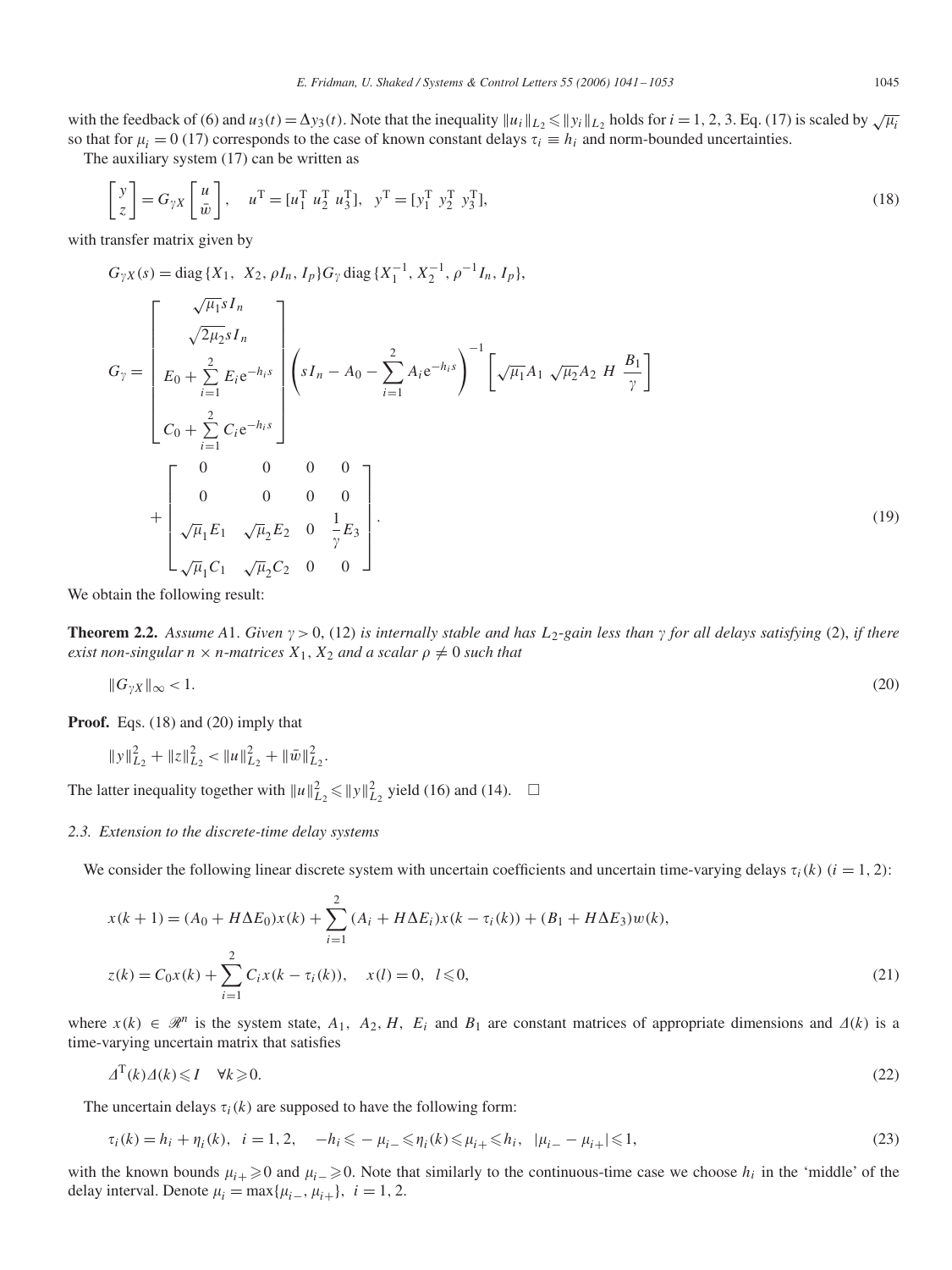with the feedback of (6) and $u_3(t) = \Delta y_3(t)$. Note that the inequality $\|u_i\|_{L_2} \leqslant \|y_i\|_{L_2}$ holds for $i = 1, 2, 3$. Eq. (17) is scaled by $\sqrt{\mu_i}$ so that for $\mu_i = 0$ (17) corresponds to the case of known constant delays $\tau_i \equiv h_i$ and norm-bounded uncertainties.

The auxiliary system (17) can be written as

$$\begin{bmatrix} y \\ z \end{bmatrix} = G_{\gamma X} \begin{bmatrix} u \\ \bar{w} \end{bmatrix}, \quad u^{\mathrm{T}} = [u_1^{\mathrm{T}} \ u_2^{\mathrm{T}} \ u_3^{\mathrm{T}}], \quad y^{\mathrm{T}} = [y_1^{\mathrm{T}} \ y_2^{\mathrm{T}} \ y_3^{\mathrm{T}}], \tag{18}$$

with transfer matrix given by

$$G_{\gamma X}(s) = \mathrm{diag}\{X_1, \ X_2, \rho I_n, I_p\} G_\gamma \, \mathrm{diag}\{X_1^{-1}, X_2^{-1}, \rho^{-1} I_n, I_p\},$$

$$G_\gamma = \begin{bmatrix} \sqrt{\mu_1} s I_n \\ \sqrt{2\mu_2} s I_n \\ E_0 + \sum_{i=1}^{2} E_i \mathrm{e}^{-h_i s} \\ C_0 + \sum_{i=1}^{2} C_i \mathrm{e}^{-h_i s} \end{bmatrix} \left( s I_n - A_0 - \sum_{i=1}^{2} A_i \mathrm{e}^{-h_i s} \right)^{-1} \begin{bmatrix} \sqrt{\mu_1} A_1 & \sqrt{\mu_2} A_2 & H & \dfrac{B_1}{\gamma} \end{bmatrix}$$

$$+ \begin{bmatrix} 0 & 0 & 0 & 0 \\ 0 & 0 & 0 & 0 \\ \sqrt{\mu}_1 E_1 & \sqrt{\mu}_2 E_2 & 0 & \dfrac{1}{\gamma} E_3 \\ \sqrt{\mu}_1 C_1 & \sqrt{\mu}_2 C_2 & 0 & 0 \end{bmatrix}. \tag{19}$$

We obtain the following result:

**Theorem 2.2.** *Assume A1. Given $\gamma > 0$,* (12) *is internally stable and has $L_2$-gain less than $\gamma$ for all delays satisfying* (2), *if there exist non-singular $n \times n$-matrices $X_1$, $X_2$ and a scalar $\rho \neq 0$ such that*

$$\|G_{\gamma X}\|_\infty < 1. \tag{20}$$

**Proof.** Eqs. (18) and (20) imply that

$$\|y\|_{L_2}^2 + \|z\|_{L_2}^2 < \|u\|_{L_2}^2 + \|\bar{w}\|_{L_2}^2.$$

The latter inequality together with $\|u\|_{L_2}^2 \leqslant \|y\|_{L_2}^2$ yield (16) and (14). $\square$

### *2.3. Extension to the discrete-time delay systems*

We consider the following linear discrete system with uncertain coefficients and uncertain time-varying delays $\tau_i(k)$ $(i = 1, 2)$:

$$x(k+1) = (A_0 + H\Delta E_0)x(k) + \sum_{i=1}^{2} (A_i + H\Delta E_i)x(k - \tau_i(k)) + (B_1 + H\Delta E_3)w(k),$$

$$z(k) = C_0 x(k) + \sum_{i=1}^{2} C_i x(k - \tau_i(k)), \quad x(l) = 0, \ l \leqslant 0, \tag{21}$$

where $x(k) \in \mathscr{R}^n$ is the system state, $A_1$, $A_2, H$, $E_i$ and $B_1$ are constant matrices of appropriate dimensions and $\Delta(k)$ is a time-varying uncertain matrix that satisfies

$$\Delta^{\mathrm{T}}(k)\Delta(k) \leqslant I \quad \forall k \geqslant 0. \tag{22}$$

The uncertain delays $\tau_i(k)$ are supposed to have the following form:

$$\tau_i(k) = h_i + \eta_i(k), \quad i = 1, 2, \quad -h_i \leqslant -\mu_{i-} \leqslant \eta_i(k) \leqslant \mu_{i+} \leqslant h_i, \quad |\mu_{i-} - \mu_{i+}| \leqslant 1, \tag{23}$$

with the known bounds $\mu_{i+} \geqslant 0$ and $\mu_{i-} \geqslant 0$. Note that similarly to the continuous-time case we choose $h_i$ in the 'middle' of the delay interval. Denote $\mu_i = \max\{\mu_{i-}, \mu_{i+}\}$, $i = 1, 2$.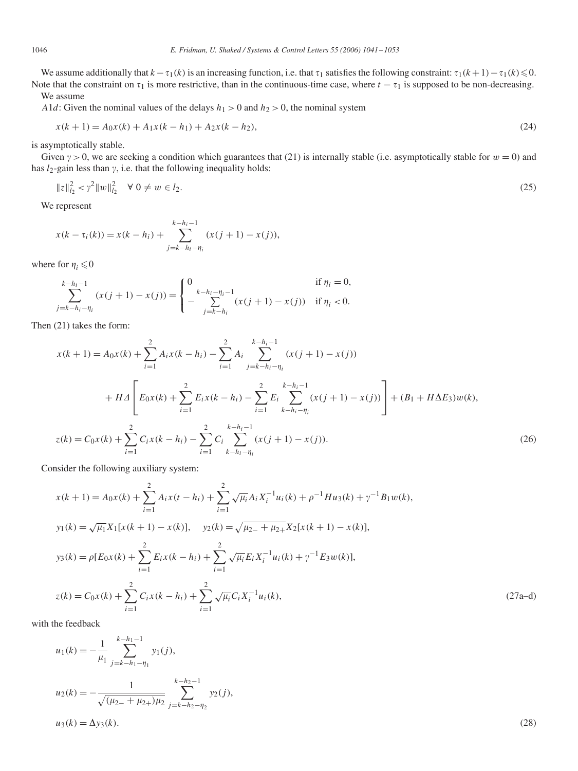We assume additionally that $k - \tau_1(k)$ is an increasing function, i.e. that $\tau_1$ satisfies the following constraint: $\tau_1(k+1) - \tau_1(k) \leqslant 0$. Note that the constraint on $\tau_1$ is more restrictive, than in the continuous-time case, where $t - \tau_1$ is supposed to be non-decreasing.

We assume

*A1d*: Given the nominal values of the delays $h_1 > 0$ and $h_2 > 0$, the nominal system

$$x(k+1) = A_0 x(k) + A_1 x(k-h_1) + A_2 x(k-h_2), \tag{24}$$

is asymptotically stable.

Given $\gamma > 0$, we are seeking a condition which guarantees that (21) is internally stable (i.e. asymptotically stable for $w = 0$) and has $l_2$-gain less than $\gamma$, i.e. that the following inequality holds:

$$\|z\|_{l_2}^2 < \gamma^2 \|w\|_{l_2}^2 \quad \forall\, 0 \neq w \in l_2. \tag{25}$$

We represent

$$x(k - \tau_i(k)) = x(k-h_i) + \sum_{j=k-h_i-\eta_i}^{k-h_i-1} (x(j+1) - x(j)),$$

where for $\eta_i \leqslant 0$

$$\sum_{j=k-h_i-\eta_i}^{k-h_i-1} (x(j+1) - x(j)) = \begin{cases} 0 & \text{if } \eta_i = 0, \\ -\sum\limits_{j=k-h_i}^{k-h_i-\eta_i-1} (x(j+1)-x(j)) & \text{if } \eta_i < 0. \end{cases}$$

Then (21) takes the form:

$$\begin{aligned}
x(k+1) &= A_0 x(k) + \sum_{i=1}^{2} A_i x(k-h_i) - \sum_{i=1}^{2} A_i \sum_{j=k-h_i-\eta_i}^{k-h_i-1} (x(j+1)-x(j)) \\
&\quad + H\Delta \left[ E_0 x(k) + \sum_{i=1}^{2} E_i x(k-h_i) - \sum_{i=1}^{2} E_i \sum_{k-h_i-\eta_i}^{k-h_i-1} (x(j+1)-x(j)) \right] + (B_1 + H\Delta E_3) w(k), \\
z(k) &= C_0 x(k) + \sum_{i=1}^{2} C_i x(k-h_i) - \sum_{i=1}^{2} C_i \sum_{k-h_i-\eta_i}^{k-h_i-1} (x(j+1)-x(j)).
\end{aligned} \tag{26}$$

Consider the following auxiliary system:

$$\begin{aligned}
x(k+1) &= A_0 x(k) + \sum_{i=1}^{2} A_i x(t-h_i) + \sum_{i=1}^{2} \sqrt{\mu_i} A_i X_i^{-1} u_i(k) + \rho^{-1} H u_3(k) + \gamma^{-1} B_1 w(k), \\
y_1(k) &= \sqrt{\mu_1} X_1 [x(k+1) - x(k)], \quad y_2(k) = \sqrt{\mu_{2-} + \mu_{2+}} X_2 [x(k+1) - x(k)], \\
y_3(k) &= \rho \left[ E_0 x(k) + \sum_{i=1}^{2} E_i x(k-h_i) + \sum_{i=1}^{2} \sqrt{\mu_i} E_i X_i^{-1} u_i(k) + \gamma^{-1} E_3 w(k) \right], \\
z(k) &= C_0 x(k) + \sum_{i=1}^{2} C_i x(k-h_i) + \sum_{i=1}^{2} \sqrt{\mu_i} C_i X_i^{-1} u_i(k),
\end{aligned} \tag{27a–d}$$

with the feedback

$$\begin{aligned}
u_1(k) &= -\frac{1}{\mu_1} \sum_{j=k-h_1-\eta_1}^{k-h_1-1} y_1(j), \\
u_2(k) &= -\frac{1}{\sqrt{(\mu_{2-} + \mu_{2+})\mu_2}} \sum_{j=k-h_2-\eta_2}^{k-h_2-1} y_2(j), \\
u_3(k) &= \Delta y_3(k).
\end{aligned} \tag{28}$$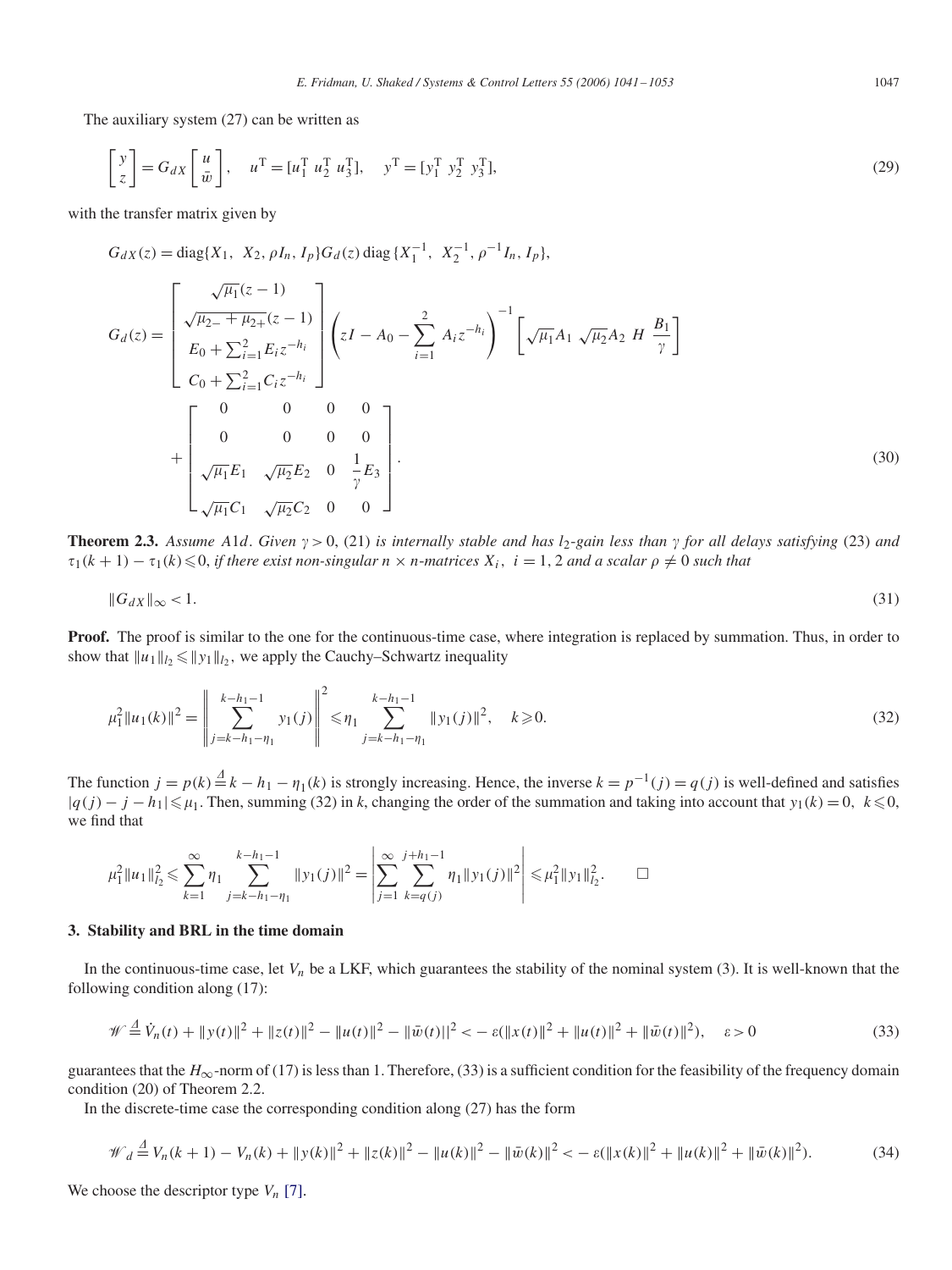The auxiliary system (27) can be written as

$$\begin{bmatrix} y \\ z \end{bmatrix} = G_{dX} \begin{bmatrix} u \\ \bar{w} \end{bmatrix}, \quad u^{\mathrm{T}} = [u_1^{\mathrm{T}} \ u_2^{\mathrm{T}} \ u_3^{\mathrm{T}}], \quad y^{\mathrm{T}} = [y_1^{\mathrm{T}} \ y_2^{\mathrm{T}} \ y_3^{\mathrm{T}}], \tag{29}$$

with the transfer matrix given by

$$G_{dX}(z) = \mathrm{diag}\{X_1, \ X_2, \rho I_n, I_p\} G_d(z) \,\mathrm{diag}\{X_1^{-1}, \ X_2^{-1}, \rho^{-1} I_n, I_p\},$$

$$G_d(z) = \begin{bmatrix} \sqrt{\mu_1}(z-1) \\ \sqrt{\mu_{2-} + \mu_{2+}}(z-1) \\ E_0 + \sum_{i=1}^{2} E_i z^{-h_i} \\ C_0 + \sum_{i=1}^{2} C_i z^{-h_i} \end{bmatrix} \left( zI - A_0 - \sum_{i=1}^{2} A_i z^{-h_i} \right)^{-1} \begin{bmatrix} \sqrt{\mu_1} A_1 & \sqrt{\mu_2} A_2 & H & \dfrac{B_1}{\gamma} \end{bmatrix}$$
$$+ \begin{bmatrix} 0 & 0 & 0 & 0 \\ 0 & 0 & 0 & 0 \\ \sqrt{\mu_1} E_1 & \sqrt{\mu_2} E_2 & 0 & \dfrac{1}{\gamma} E_3 \\ \sqrt{\mu_1} C_1 & \sqrt{\mu_2} C_2 & 0 & 0 \end{bmatrix}. \tag{30}$$

**Theorem 2.3.** *Assume A1d. Given $\gamma > 0$, (21) is internally stable and has $l_2$-gain less than $\gamma$ for all delays satisfying (23) and $\tau_1(k+1) - \tau_1(k) \leqslant 0$, if there exist non-singular $n \times n$-matrices $X_i$, $i = 1, 2$ and a scalar $\rho \neq 0$ such that*

$$\| G_{dX} \|_\infty < 1. \tag{31}$$

**Proof.** The proof is similar to the one for the continuous-time case, where integration is replaced by summation. Thus, in order to show that $\|u_1\|_{l_2} \leqslant \|y_1\|_{l_2}$, we apply the Cauchy–Schwartz inequality

$$\mu_1^2 \|u_1(k)\|^2 = \left\| \sum_{j=k-h_1-\eta_1}^{k-h_1-1} y_1(j) \right\|^2 \leqslant \eta_1 \sum_{j=k-h_1-\eta_1}^{k-h_1-1} \|y_1(j)\|^2, \quad k \geqslant 0. \tag{32}$$

The function $j = p(k) \stackrel{\Delta}{=} k - h_1 - \eta_1(k)$ is strongly increasing. Hence, the inverse $k = p^{-1}(j) = q(j)$ is well-defined and satisfies $|q(j) - j - h_1| \leqslant \mu_1$. Then, summing (32) in $k$, changing the order of the summation and taking into account that $y_1(k) = 0, \ k \leqslant 0$, we find that

$$\mu_1^2 \|u_1\|_{l_2}^2 \leqslant \sum_{k=1}^{\infty} \eta_1 \sum_{j=k-h_1-\eta_1}^{k-h_1-1} \|y_1(j)\|^2 = \left| \sum_{j=1}^{\infty} \sum_{k=q(j)}^{j+h_1-1} \eta_1 \|y_1(j)\|^2 \right| \leqslant \mu_1^2 \|y_1\|_{l_2}^2. \qquad \Box$$

## 3. Stability and BRL in the time domain

In the continuous-time case, let $V_n$ be a LKF, which guarantees the stability of the nominal system (3). It is well-known that the following condition along (17):

$$\mathscr{W} \stackrel{\Delta}{=} \dot{V}_n(t) + \|y(t)\|^2 + \|z(t)\|^2 - \|u(t)\|^2 - \|\bar{w}(t)\|^2 < -\varepsilon(\|x(t)\|^2 + \|u(t)\|^2 + \|\bar{w}(t)\|^2), \quad \varepsilon > 0 \tag{33}$$

guarantees that the $H_\infty$-norm of (17) is less than 1. Therefore, (33) is a sufficient condition for the feasibility of the frequency domain condition (20) of Theorem 2.2.

In the discrete-time case the corresponding condition along (27) has the form

$$\mathscr{W}_d \stackrel{\Delta}{=} V_n(k+1) - V_n(k) + \|y(k)\|^2 + \|z(k)\|^2 - \|u(k)\|^2 - \|\bar{w}(k)\|^2 < -\varepsilon(\|x(k)\|^2 + \|u(k)\|^2 + \|\bar{w}(k)\|^2). \tag{34}$$

We choose the descriptor type $V_n$ [7].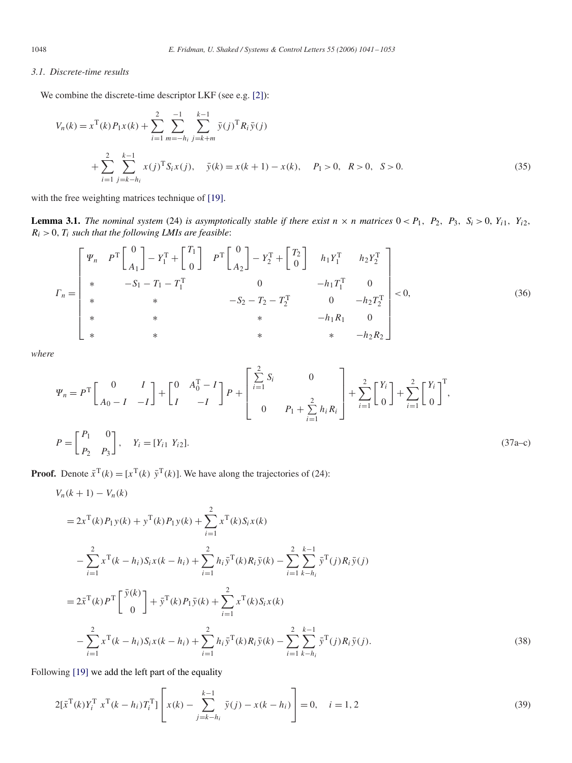### 3.1. Discrete-time results

We combine the discrete-time descriptor LKF (see e.g. [2]):

$$
\begin{aligned}
V_n(k) &= x^{\mathrm{T}}(k) P_1 x(k) + \sum_{i=1}^{2} \sum_{m=-h_i}^{-1} \sum_{j=k+m}^{k-1} \bar{y}(j)^{\mathrm{T}} R_i \bar{y}(j) \\
&\quad + \sum_{i=1}^{2} \sum_{j=k-h_i}^{k-1} x(j)^{\mathrm{T}} S_i x(j), \quad \bar{y}(k) = x(k+1) - x(k), \quad P_1 > 0, \quad R > 0, \quad S > 0.
\end{aligned} \tag{35}
$$

with the free weighting matrices technique of [19].

**Lemma 3.1.** *The nominal system* (24) *is asymptotically stable if there exist* $n \times n$ *matrices* $0 < P_1,\ P_2,\ P_3,\ S_i > 0,\ Y_{i1},\ Y_{i2},\ R_i > 0,\ T_i$ *such that the following LMIs are feasible*:

$$
\Gamma_n = \begin{bmatrix}
\Psi_n & P^{\mathrm{T}} \begin{bmatrix} 0 \\ A_1 \end{bmatrix} - Y_1^{\mathrm{T}} + \begin{bmatrix} T_1 \\ 0 \end{bmatrix} & P^{\mathrm{T}} \begin{bmatrix} 0 \\ A_2 \end{bmatrix} - Y_2^{\mathrm{T}} + \begin{bmatrix} T_2 \\ 0 \end{bmatrix} & h_1 Y_1^{\mathrm{T}} & h_2 Y_2^{\mathrm{T}} \\
* & -S_1 - T_1 - T_1^{\mathrm{T}} & 0 & -h_1 T_1^{\mathrm{T}} & 0 \\
* & * & -S_2 - T_2 - T_2^{\mathrm{T}} & 0 & -h_2 T_2^{\mathrm{T}} \\
* & * & * & -h_1 R_1 & 0 \\
* & * & * & * & -h_2 R_2
\end{bmatrix} < 0, \tag{36}
$$

*where*

$$
\Psi_n = P^{\mathrm{T}} \begin{bmatrix} 0 & I \\ A_0 - I & -I \end{bmatrix} + \begin{bmatrix} 0 & A_0^{\mathrm{T}} - I \\ I & -I \end{bmatrix} P + \begin{bmatrix} \sum_{i=1}^{2} S_i & 0 \\ 0 & P_1 + \sum_{i=1}^{2} h_i R_i \end{bmatrix} + \sum_{i=1}^{2} \begin{bmatrix} Y_i \\ 0 \end{bmatrix} + \sum_{i=1}^{2} \begin{bmatrix} Y_i \\ 0 \end{bmatrix}^{\mathrm{T}},
$$

$$
P = \begin{bmatrix} P_1 & 0 \\ P_2 & P_3 \end{bmatrix}, \quad Y_i = [Y_{i1}\ Y_{i2}]. \tag{37a–c}
$$

**Proof.** Denote $\bar{x}^{\mathrm{T}}(k) = [x^{\mathrm{T}}(k)\ \bar{y}^{\mathrm{T}}(k)]$. We have along the trajectories of (24):

$$
\begin{aligned}
&V_n(k+1) - V_n(k) \\
&= 2x^{\mathrm{T}}(k) P_1 y(k) + y^{\mathrm{T}}(k) P_1 y(k) + \sum_{i=1}^{2} x^{\mathrm{T}}(k) S_i x(k) \\
&\quad - \sum_{i=1}^{2} x^{\mathrm{T}}(k-h_i) S_i x(k-h_i) + \sum_{i=1}^{2} h_i \bar{y}^{\mathrm{T}}(k) R_i \bar{y}(k) - \sum_{i=1}^{2} \sum_{k-h_i}^{k-1} \bar{y}^{\mathrm{T}}(j) R_i \bar{y}(j) \\
&= 2\bar{x}^{\mathrm{T}}(k) P^{\mathrm{T}} \begin{bmatrix} \bar{y}(k) \\ 0 \end{bmatrix} + \bar{y}^{\mathrm{T}}(k) P_1 \bar{y}(k) + \sum_{i=1}^{2} x^{\mathrm{T}}(k) S_i x(k) \\
&\quad - \sum_{i=1}^{2} x^{\mathrm{T}}(k-h_i) S_i x(k-h_i) + \sum_{i=1}^{2} h_i \bar{y}^{\mathrm{T}}(k) R_i \bar{y}(k) - \sum_{i=1}^{2} \sum_{k-h_i}^{k-1} \bar{y}^{\mathrm{T}}(j) R_i \bar{y}(j).
\end{aligned} \tag{38}
$$

Following [19] we add the left part of the equality

$$
2[\bar{x}^{\mathrm{T}}(k) Y_i^{\mathrm{T}}\ x^{\mathrm{T}}(k-h_i) T_i^{\mathrm{T}}] \left[ x(k) - \sum_{j=k-h_i}^{k-1} \bar{y}(j) - x(k-h_i) \right] = 0, \quad i = 1, 2 \tag{39}
$$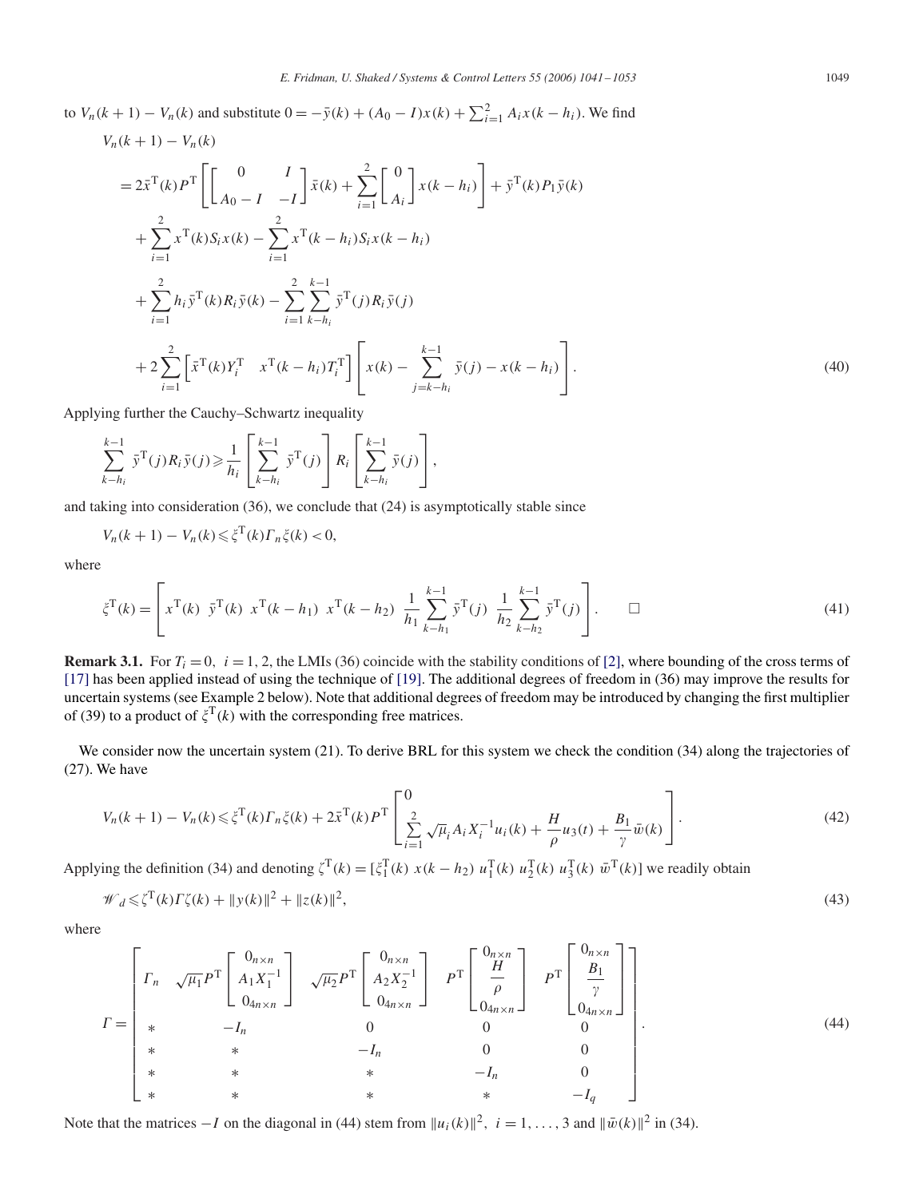to $V_n(k+1) - V_n(k)$ and substitute $0 = -\bar{y}(k) + (A_0 - I)x(k) + \sum_{i=1}^{2} A_i x(k-h_i)$. We find

$$
\begin{aligned}
&V_n(k+1) - V_n(k) \\
&= 2\bar{x}^{\mathrm{T}}(k) P^{\mathrm{T}} \left[ \begin{bmatrix} 0 & I \\ A_0 - I & -I \end{bmatrix} \bar{x}(k) + \sum_{i=1}^{2} \begin{bmatrix} 0 \\ A_i \end{bmatrix} x(k-h_i) \right] + \bar{y}^{\mathrm{T}}(k) P_1 \bar{y}(k) \\
&\quad + \sum_{i=1}^{2} x^{\mathrm{T}}(k) S_i x(k) - \sum_{i=1}^{2} x^{\mathrm{T}}(k-h_i) S_i x(k-h_i) \\
&\quad + \sum_{i=1}^{2} h_i \bar{y}^{\mathrm{T}}(k) R_i \bar{y}(k) - \sum_{i=1}^{2} \sum_{k-h_i}^{k-1} \bar{y}^{\mathrm{T}}(j) R_i \bar{y}(j) \\
&\quad + 2 \sum_{i=1}^{2} \left[ \bar{x}^{\mathrm{T}}(k) Y_i^{\mathrm{T}} \quad x^{\mathrm{T}}(k-h_i) T_i^{\mathrm{T}} \right] \left[ x(k) - \sum_{j=k-h_i}^{k-1} \bar{y}(j) - x(k-h_i) \right].
\end{aligned} \tag{40}
$$

Applying further the Cauchy–Schwartz inequality

$$
\sum_{k-h_i}^{k-1} \bar{y}^{\mathrm{T}}(j) R_i \bar{y}(j) \geqslant \frac{1}{h_i} \left[ \sum_{k-h_i}^{k-1} \bar{y}^{\mathrm{T}}(j) \right] R_i \left[ \sum_{k-h_i}^{k-1} \bar{y}(j) \right],
$$

and taking into consideration (36), we conclude that (24) is asymptotically stable since

$$
V_n(k+1) - V_n(k) \leqslant \xi^{\mathrm{T}}(k) \Gamma_n \xi(k) < 0,
$$

where

$$
\xi^{\mathrm{T}}(k) = \left[ x^{\mathrm{T}}(k) \ \ \bar{y}^{\mathrm{T}}(k) \ \ x^{\mathrm{T}}(k-h_1) \ \ x^{\mathrm{T}}(k-h_2) \ \ \frac{1}{h_1} \sum_{k-h_1}^{k-1} \bar{y}^{\mathrm{T}}(j) \ \ \frac{1}{h_2} \sum_{k-h_2}^{k-1} \bar{y}^{\mathrm{T}}(j) \right]. \qquad \square \tag{41}
$$

**Remark 3.1.** For $T_i = 0$, $i = 1, 2$, the LMIs (36) coincide with the stability conditions of [2], where bounding of the cross terms of [17] has been applied instead of using the technique of [19]. The additional degrees of freedom in (36) may improve the results for uncertain systems (see Example 2 below). Note that additional degrees of freedom may be introduced by changing the first multiplier of (39) to a product of $\xi^{\mathrm{T}}(k)$ with the corresponding free matrices.

We consider now the uncertain system (21). To derive BRL for this system we check the condition (34) along the trajectories of (27). We have

$$
V_n(k+1) - V_n(k) \leqslant \xi^{\mathrm{T}}(k) \Gamma_n \xi(k) + 2\bar{x}^{\mathrm{T}}(k) P^{\mathrm{T}} \begin{bmatrix} 0 \\ \sum\limits_{i=1}^{2} \sqrt{\mu_i} A_i X_i^{-1} u_i(k) + \dfrac{H}{\rho} u_3(t) + \dfrac{B_1}{\gamma} \bar{w}(k) \end{bmatrix}. \tag{42}
$$

Applying the definition (34) and denoting $\zeta^{\mathrm{T}}(k) = [\xi_1^{\mathrm{T}}(k) \ x(k-h_2) \ u_1^{\mathrm{T}}(k) \ u_2^{\mathrm{T}}(k) \ u_3^{\mathrm{T}}(k) \ \bar{w}^{\mathrm{T}}(k)]$ we readily obtain

$$
\mathscr{W}_d \leqslant \zeta^{\mathrm{T}}(k) \Gamma \zeta(k) + \|y(k)\|^2 + \|z(k)\|^2, \tag{43}
$$

where

$$
\Gamma = \begin{bmatrix}
\Gamma_n & \sqrt{\mu_1} P^{\mathrm{T}} \begin{bmatrix} 0_{n\times n} \\ A_1 X_1^{-1} \\ 0_{4n\times n} \end{bmatrix} & \sqrt{\mu_2} P^{\mathrm{T}} \begin{bmatrix} 0_{n\times n} \\ A_2 X_2^{-1} \\ 0_{4n\times n} \end{bmatrix} & P^{\mathrm{T}} \begin{bmatrix} 0_{n\times n} \\ \dfrac{H}{\rho} \\ 0_{4n\times n} \end{bmatrix} & P^{\mathrm{T}} \begin{bmatrix} 0_{n\times n} \\ \dfrac{B_1}{\gamma} \\ 0_{4n\times n} \end{bmatrix} \\
* & -I_n & 0 & 0 & 0 \\
* & * & -I_n & 0 & 0 \\
* & * & * & -I_n & 0 \\
* & * & * & * & -I_q
\end{bmatrix}. \tag{44}
$$

Note that the matrices $-I$ on the diagonal in (44) stem from $\|u_i(k)\|^2$, $i = 1, \ldots, 3$ and $\|\bar{w}(k)\|^2$ in (34).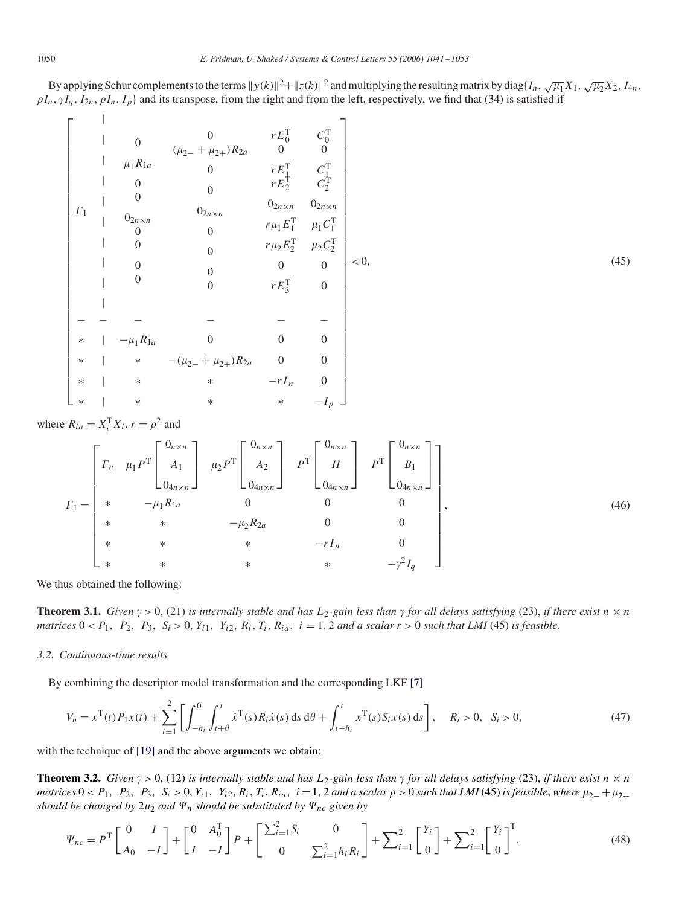By applying Schur complements to the terms $\|y(k)\|^2+\|z(k)\|^2$ and multiplying the resulting matrix by diag$\{I_n, \sqrt{\mu_1}X_1, \sqrt{\mu_2}X_2, I_{4n}, \rho I_n, \gamma I_q, I_{2n}, \rho I_n, I_p\}$ and its transpose, from the right and from the left, respectively, we find that (34) is satisfied if

$$
\left[\begin{array}{c|cccc}
 & 0 & 0 & rE_0^{\mathrm{T}} & C_0^{\mathrm{T}} \\
 & 0 & (\mu_{2-}+\mu_{2+})R_{2a} & 0 & 0 \\
 & \mu_1 R_{1a} & 0 & rE_1^{\mathrm{T}} & C_1^{\mathrm{T}} \\
 & 0 & 0 & rE_2^{\mathrm{T}} & C_2^{\mathrm{T}} \\
 & 0 & 0 & 0_{2n\times n} & 0_{2n\times n} \\
\Gamma_1 & 0_{2n\times n} & 0_{2n\times n} & r\mu_1 E_1^{\mathrm{T}} & \mu_1 C_1^{\mathrm{T}} \\
 & 0 & 0 & r\mu_2 E_2^{\mathrm{T}} & \mu_2 C_2^{\mathrm{T}} \\
 & 0 & 0 & 0 & 0 \\
 & 0 & 0 & 0 & 0 \\
 & 0 & 0 & rE_3^{\mathrm{T}} & 0 \\
\hline
* & -\mu_1 R_{1a} & 0 & 0 & 0 \\
* & * & -(\mu_{2-}+\mu_{2+})R_{2a} & 0 & 0 \\
* & * & * & -rI_n & 0 \\
* & * & * & * & -I_p
\end{array}\right] < 0, \tag{45}
$$

where $R_{ia} = X_i^{\mathrm{T}} X_i$, $r = \rho^2$ and

$$
\Gamma_1 = \begin{bmatrix}
\Gamma_n & \mu_1 P^{\mathrm{T}} \begin{bmatrix} 0_{n\times n} \\ A_1 \\ 0_{4n\times n} \end{bmatrix} & \mu_2 P^{\mathrm{T}} \begin{bmatrix} 0_{n\times n} \\ A_2 \\ 0_{4n\times n} \end{bmatrix} & P^{\mathrm{T}} \begin{bmatrix} 0_{n\times n} \\ H \\ 0_{4n\times n} \end{bmatrix} & P^{\mathrm{T}} \begin{bmatrix} 0_{n\times n} \\ B_1 \\ 0_{4n\times n} \end{bmatrix} \\
* & -\mu_1 R_{1a} & 0 & 0 & 0 \\
* & * & -\mu_2 R_{2a} & 0 & 0 \\
* & * & * & -rI_n & 0 \\
* & * & * & * & -\gamma^2 I_q
\end{bmatrix}, \tag{46}
$$

We thus obtained the following:

**Theorem 3.1.** *Given $\gamma > 0$, (21) is internally stable and has $L_2$-gain less than $\gamma$ for all delays satisfying (23), if there exist $n \times n$ matrices $0 < P_1,\ P_2,\ P_3,\ S_i > 0, Y_{i1},\ Y_{i2}, R_i, T_i, R_{ia},\ i = 1, 2$ and a scalar $r > 0$ such that LMI (45) is feasible.*

### 3.2. Continuous-time results

By combining the descriptor model transformation and the corresponding LKF [7]

$$
V_n = x^{\mathrm{T}}(t)P_1 x(t) + \sum_{i=1}^{2}\left[\int_{-h_i}^{0}\int_{t+\theta}^{t} \dot{x}^{\mathrm{T}}(s)R_i\dot{x}(s)\,\mathrm{d}s\,\mathrm{d}\theta + \int_{t-h_i}^{t} x^{\mathrm{T}}(s)S_i x(s)\,\mathrm{d}s\right], \quad R_i > 0, \quad S_i > 0, \tag{47}
$$

with the technique of [19] and the above arguments we obtain:

**Theorem 3.2.** *Given $\gamma > 0$, (12) is internally stable and has $L_2$-gain less than $\gamma$ for all delays satisfying (23), if there exist $n \times n$ matrices $0 < P_1,\ P_2,\ P_3,\ S_i > 0, Y_{i1},\ Y_{i2}, R_i, T_i, R_{ia},\ i = 1, 2$ and a scalar $\rho > 0$ such that LMI (45) is feasible, where $\mu_{2-}+\mu_{2+}$ should be changed by $2\mu_2$ and $\Psi_n$ should be substituted by $\Psi_{nc}$ given by*

$$
\Psi_{nc} = P^{\mathrm{T}}\begin{bmatrix} 0 & I \\ A_0 & -I \end{bmatrix} + \begin{bmatrix} 0 & A_0^{\mathrm{T}} \\ I & -I \end{bmatrix} P + \begin{bmatrix} \sum_{i=1}^{2} S_i & 0 \\ 0 & \sum_{i=1}^{2} h_i R_i \end{bmatrix} + \sum\nolimits_{i=1}^{2}\begin{bmatrix} Y_i \\ 0 \end{bmatrix} + \sum\nolimits_{i=1}^{2}\begin{bmatrix} Y_i \\ 0 \end{bmatrix}^{\mathrm{T}}. \tag{48}
$$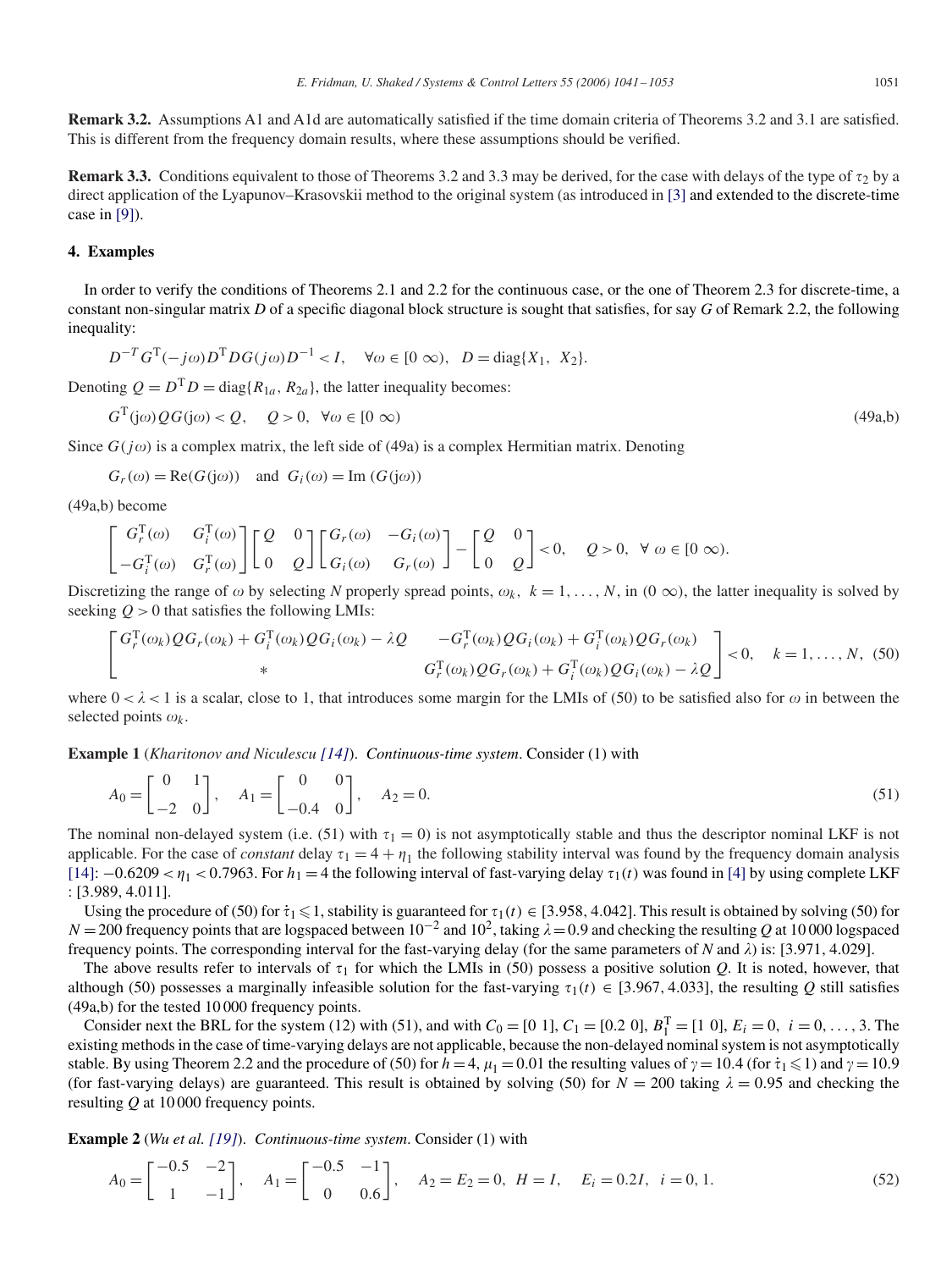**Remark 3.2.** Assumptions A1 and A1d are automatically satisfied if the time domain criteria of Theorems 3.2 and 3.1 are satisfied. This is different from the frequency domain results, where these assumptions should be verified.

**Remark 3.3.** Conditions equivalent to those of Theorems 3.2 and 3.3 may be derived, for the case with delays of the type of $\tau_2$ by a direct application of the Lyapunov–Krasovskii method to the original system (as introduced in [3] and extended to the discrete-time case in [9]).

## 4. Examples

In order to verify the conditions of Theorems 2.1 and 2.2 for the continuous case, or the one of Theorem 2.3 for discrete-time, a constant non-singular matrix $D$ of a specific diagonal block structure is sought that satisfies, for say $G$ of Remark 2.2, the following inequality:

$$D^{-T} G^{\mathrm{T}}(-j\omega) D^{\mathrm{T}} D G(j\omega) D^{-1} < I, \quad \forall \omega \in [0\ \infty), \quad D = \mathrm{diag}\{X_1,\ X_2\}.$$

Denoting $Q = D^{\mathrm{T}} D = \mathrm{diag}\{R_{1a},\ R_{2a}\}$, the latter inequality becomes:

$$G^{\mathrm{T}}(\mathrm{j}\omega) Q G(\mathrm{j}\omega) < Q, \quad Q > 0, \quad \forall \omega \in [0\ \infty) \tag{49a,b}$$

Since $G(j\omega)$ is a complex matrix, the left side of (49a) is a complex Hermitian matrix. Denoting

$$G_r(\omega) = \mathrm{Re}(G(\mathrm{j}\omega)) \quad \text{and} \quad G_i(\omega) = \mathrm{Im}\,(G(\mathrm{j}\omega))$$

(49a,b) become

$$\begin{bmatrix} G_r^{\mathrm{T}}(\omega) & G_i^{\mathrm{T}}(\omega) \\ -G_i^{\mathrm{T}}(\omega) & G_r^{\mathrm{T}}(\omega) \end{bmatrix} \begin{bmatrix} Q & 0 \\ 0 & Q \end{bmatrix} \begin{bmatrix} G_r(\omega) & -G_i(\omega) \\ G_i(\omega) & G_r(\omega) \end{bmatrix} - \begin{bmatrix} Q & 0 \\ 0 & Q \end{bmatrix} < 0, \quad Q > 0, \quad \forall\ \omega \in [0\ \infty).$$

Discretizing the range of $\omega$ by selecting $N$ properly spread points, $\omega_k,\ k = 1, \ldots, N$, in $(0\ \infty)$, the latter inequality is solved by seeking $Q > 0$ that satisfies the following LMIs:

$$\begin{bmatrix} G_r^{\mathrm{T}}(\omega_k) Q G_r(\omega_k) + G_i^{\mathrm{T}}(\omega_k) Q G_i(\omega_k) - \lambda Q & -G_r^{\mathrm{T}}(\omega_k) Q G_i(\omega_k) + G_i^{\mathrm{T}}(\omega_k) Q G_r(\omega_k) \\ * & G_r^{\mathrm{T}}(\omega_k) Q G_r(\omega_k) + G_i^{\mathrm{T}}(\omega_k) Q G_i(\omega_k) - \lambda Q \end{bmatrix} < 0, \quad k = 1, \ldots, N, \tag{50}$$

where $0 < \lambda < 1$ is a scalar, close to 1, that introduces some margin for the LMIs of (50) to be satisfied also for $\omega$ in between the selected points $\omega_k$.

**Example 1** (*Kharitonov and Niculescu [14]*). *Continuous-time system*. Consider (1) with

$$A_0 = \begin{bmatrix} 0 & 1 \\ -2 & 0 \end{bmatrix}, \quad A_1 = \begin{bmatrix} 0 & 0 \\ -0.4 & 0 \end{bmatrix}, \quad A_2 = 0. \tag{51}$$

The nominal non-delayed system (i.e. (51) with $\tau_1 = 0$) is not asymptotically stable and thus the descriptor nominal LKF is not applicable. For the case of *constant* delay $\tau_1 = 4 + \eta_1$ the following stability interval was found by the frequency domain analysis [14]: $-0.6209 < \eta_1 < 0.7963$. For $h_1 = 4$ the following interval of fast-varying delay $\tau_1(t)$ was found in [4] by using complete LKF : [3.989, 4.011].

Using the procedure of (50) for $\dot{\tau}_1 \leqslant 1$, stability is guaranteed for $\tau_1(t) \in [3.958, 4.042]$. This result is obtained by solving (50) for $N = 200$ frequency points that are logspaced between $10^{-2}$ and $10^2$, taking $\lambda = 0.9$ and checking the resulting $Q$ at 10 000 logspaced frequency points. The corresponding interval for the fast-varying delay (for the same parameters of $N$ and $\lambda$) is: [3.971, 4.029].

The above results refer to intervals of $\tau_1$ for which the LMIs in (50) possess a positive solution $Q$. It is noted, however, that although (50) possesses a marginally infeasible solution for the fast-varying $\tau_1(t) \in [3.967, 4.033]$, the resulting $Q$ still satisfies (49a,b) for the tested 10 000 frequency points.

Consider next the BRL for the system (12) with (51), and with $C_0 = [0\ 1]$, $C_1 = [0.2\ 0]$, $B_1^{\mathrm{T}} = [1\ 0]$, $E_i = 0,\ i = 0, \ldots, 3$. The existing methods in the case of time-varying delays are not applicable, because the non-delayed nominal system is not asymptotically stable. By using Theorem 2.2 and the procedure of (50) for $h = 4$, $\mu_1 = 0.01$ the resulting values of $\gamma = 10.4$ (for $\dot{\tau}_1 \leqslant 1$) and $\gamma = 10.9$ (for fast-varying delays) are guaranteed. This result is obtained by solving (50) for $N = 200$ taking $\lambda = 0.95$ and checking the resulting $Q$ at 10 000 frequency points.

**Example 2** (*Wu et al. [19]*). *Continuous-time system*. Consider (1) with

$$A_0 = \begin{bmatrix} -0.5 & -2 \\ 1 & -1 \end{bmatrix}, \quad A_1 = \begin{bmatrix} -0.5 & -1 \\ 0 & 0.6 \end{bmatrix}, \quad A_2 = E_2 = 0, \ \ H = I, \quad E_i = 0.2I, \ \ i = 0, 1. \tag{52}$$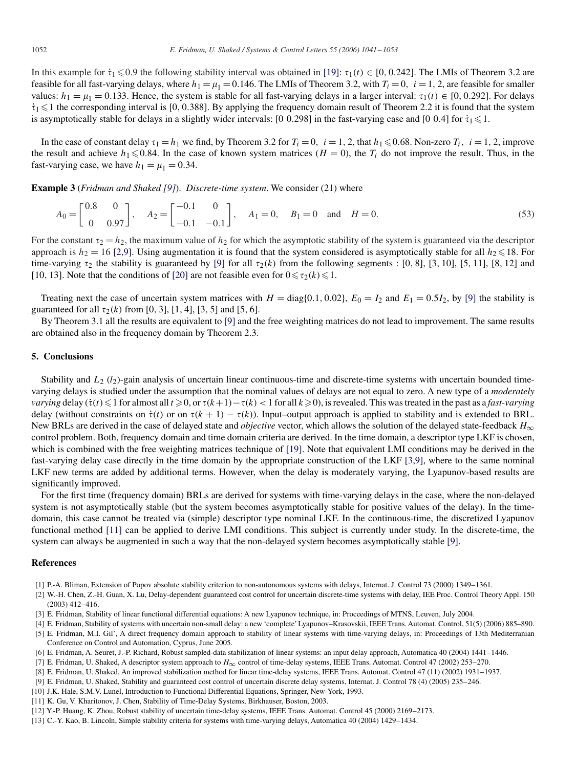In this example for $\dot{\tau}_1 \leqslant 0.9$ the following stability interval was obtained in [19]: $\tau_1(t) \in [0, 0.242]$. The LMIs of Theorem 3.2 are feasible for all fast-varying delays, where $h_1 = \mu_1 = 0.146$. The LMIs of Theorem 3.2, with $T_i = 0$, $i = 1, 2$, are feasible for smaller values: $h_1 = \mu_1 = 0.133$. Hence, the system is stable for all fast-varying delays in a larger interval: $\tau_1(t) \in [0, 0.292]$. For delays $\dot{\tau}_1 \leqslant 1$ the corresponding interval is [0, 0.388]. By applying the frequency domain result of Theorem 2.2 it is found that the system is asymptotically stable for delays in a slightly wider intervals: [0 0.298] in the fast-varying case and [0 0.4] for $\dot{\tau}_1 \leqslant 1$.

In the case of constant delay $\tau_1 = h_1$ we find, by Theorem 3.2 for $T_i = 0$, $i = 1, 2$, that $h_1 \leqslant 0.68$. Non-zero $T_i$, $i = 1, 2$, improve the result and achieve $h_1 \leqslant 0.84$. In the case of known system matrices ($H = 0$), the $T_i$ do not improve the result. Thus, in the fast-varying case, we have $h_1 = \mu_1 = 0.34$.

**Example 3** (*Fridman and Shaked [9]*). *Discrete-time system*. We consider (21) where

$$A_0 = \begin{bmatrix} 0.8 & 0 \\ 0 & 0.97 \end{bmatrix}, \quad A_2 = \begin{bmatrix} -0.1 & 0 \\ -0.1 & -0.1 \end{bmatrix}, \quad A_1 = 0, \quad B_1 = 0 \quad \text{and} \quad H = 0. \tag{53}$$

For the constant $\tau_2 = h_2$, the maximum value of $h_2$ for which the asymptotic stability of the system is guaranteed via the descriptor approach is $h_2 = 16$ [2,9]. Using augmentation it is found that the system considered is asymptotically stable for all $h_2 \leqslant 18$. For time-varying $\tau_2$ the stability is guaranteed by [9] for all $\tau_2(k)$ from the following segments : [0, 8], [3, 10], [5, 11], [8, 12] and [10, 13]. Note that the conditions of [20] are not feasible even for $0 \leqslant \tau_2(k) \leqslant 1$.

Treating next the case of uncertain system matrices with $H = \text{diag}\{0.1, 0.02\}$, $E_0 = I_2$ and $E_1 = 0.5I_2$, by [9] the stability is guaranteed for all $\tau_2(k)$ from [0, 3], [1, 4], [3, 5] and [5, 6].

By Theorem 3.1 all the results are equivalent to [9] and the free weighting matrices do not lead to improvement. The same results are obtained also in the frequency domain by Theorem 2.3.

## 5. Conclusions

Stability and $L_2$ ($l_2$)-gain analysis of uncertain linear continuous-time and discrete-time systems with uncertain bounded time-varying delays is studied under the assumption that the nominal values of delays are not equal to zero. A new type of a *moderately varying* delay ($\dot{\tau}(t) \leqslant 1$ for almost all $t \geqslant 0$, or $\tau(k+1) - \tau(k) < 1$ for all $k \geqslant 0$), is revealed. This was treated in the past as a *fast-varying* delay (without constraints on $\dot{\tau}(t)$ or on $\tau(k+1) - \tau(k)$). Input–output approach is applied to stability and is extended to BRL. New BRLs are derived in the case of delayed state and *objective* vector, which allows the solution of the delayed state-feedback $H_\infty$ control problem. Both, frequency domain and time domain criteria are derived. In the time domain, a descriptor type LKF is chosen, which is combined with the free weighting matrices technique of [19]. Note that equivalent LMI conditions may be derived in the fast-varying delay case directly in the time domain by the appropriate construction of the LKF [3,9], where to the same nominal LKF new terms are added by additional terms. However, when the delay is moderately varying, the Lyapunov-based results are significantly improved.

For the first time (frequency domain) BRLs are derived for systems with time-varying delays in the case, where the non-delayed system is not asymptotically stable (but the system becomes asymptotically stable for positive values of the delay). In the time-domain, this case cannot be treated via (simple) descriptor type nominal LKF. In the continuous-time, the discretized Lyapunov functional method [11] can be applied to derive LMI conditions. This subject is currently under study. In the discrete-time, the system can always be augmented in such a way that the non-delayed system becomes asymptotically stable [9].

## References

[1] P.-A. Bliman, Extension of Popov absolute stability criterion to non-autonomous systems with delays, Internat. J. Control 73 (2000) 1349–1361.

[2] W.-H. Chen, Z.-H. Guan, X. Lu, Delay-dependent guaranteed cost control for uncertain discrete-time systems with delay, IEE Proc. Control Theory Appl. 150 (2003) 412–416.

[3] E. Fridman, Stability of linear functional differential equations: A new Lyapunov technique, in: Proceedings of MTNS, Leuven, July 2004.

[4] E. Fridman, Stability of systems with uncertain non-small delay: a new 'complete' Lyapunov–Krasovskii, IEEE Trans. Automat. Control, 51(5) (2006) 885–890.

[5] E. Fridman, M.I. Gil', A direct frequency domain approach to stability of linear systems with time-varying delays, in: Proceedings of 13th Mediterranian Conference on Control and Automation, Cyprus, June 2005.

[6] E. Fridman, A. Seuret, J.-P. Richard, Robust sampled-data stabilization of linear systems: an input delay approach, Automatica 40 (2004) 1441–1446.

[7] E. Fridman, U. Shaked, A descriptor system approach to $H_\infty$ control of time-delay systems, IEEE Trans. Automat. Control 47 (2002) 253–270.

[8] E. Fridman, U. Shaked, An improved stabilization method for linear time-delay systems, IEEE Trans. Automat. Control 47 (11) (2002) 1931–1937.

[9] E. Fridman, U. Shaked, Stability and guaranteed cost control of uncertain discrete delay systems, Internat. J. Control 78 (4) (2005) 235–246.

[10] J.K. Hale, S.M.V. Lunel, Introduction to Functional Differential Equations, Springer, New-York, 1993.

[11] K. Gu, V. Kharitonov, J. Chen, Stability of Time-Delay Systems, Birkhauser, Boston, 2003.

[12] Y.-P. Huang, K. Zhou, Robust stability of uncertain time-delay systems, IEEE Trans. Automat. Control 45 (2000) 2169–2173.

[13] C.-Y. Kao, B. Lincoln, Simple stability criteria for systems with time-varying delays, Automatica 40 (2004) 1429–1434.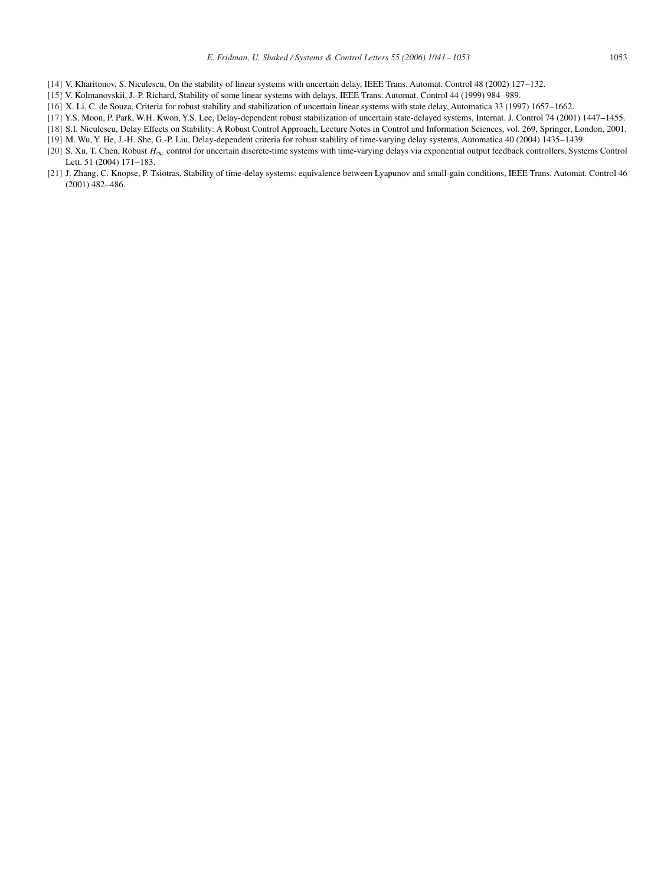[14] V. Kharitonov, S. Niculescu, On the stability of linear systems with uncertain delay, IEEE Trans. Automat. Control 48 (2002) 127–132.

[15] V. Kolmanovskii, J.-P. Richard, Stability of some linear systems with delays, IEEE Trans. Automat. Control 44 (1999) 984–989.

[16] X. Li, C. de Souza, Criteria for robust stability and stabilization of uncertain linear systems with state delay, Automatica 33 (1997) 1657–1662.

[17] Y.S. Moon, P. Park, W.H. Kwon, Y.S. Lee, Delay-dependent robust stabilization of uncertain state-delayed systems, Internat. J. Control 74 (2001) 1447–1455.

[18] S.I. Niculescu, Delay Effects on Stability: A Robust Control Approach, Lecture Notes in Control and Information Sciences, vol. 269, Springer, London, 2001.

[19] M. Wu, Y. He, J.-H. She, G.-P. Liu, Delay-dependent criteria for robust stability of time-varying delay systems, Automatica 40 (2004) 1435–1439.

[20] S. Xu, T. Chen, Robust $H_\infty$ control for uncertain discrete-time systems with time-varying delays via exponential output feedback controllers, Systems Control Lett. 51 (2004) 171–183.

[21] J. Zhang, C. Knopse, P. Tsiotras, Stability of time-delay systems: equivalence between Lyapunov and small-gain conditions, IEEE Trans. Automat. Control 46 (2001) 482–486.